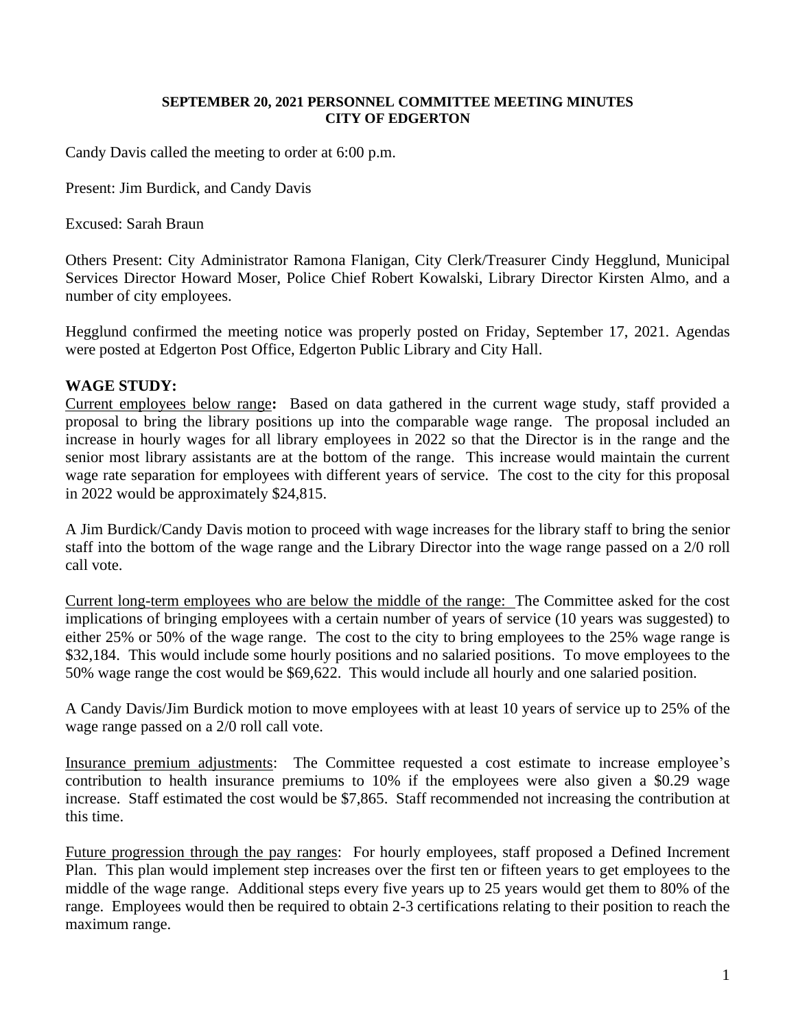**SEPTEMBER 20, 2021 PERSONNEL COMMITTEE MEETING MINUTES**
**CITY OF EDGERTON**

Candy Davis called the meeting to order at 6:00 p.m.

Present: Jim Burdick, and Candy Davis

Excused: Sarah Braun

Others Present: City Administrator Ramona Flanigan, City Clerk/Treasurer Cindy Hegglund, Municipal Services Director Howard Moser, Police Chief Robert Kowalski, Library Director Kirsten Almo, and a number of city employees.

Hegglund confirmed the meeting notice was properly posted on Friday, September 17, 2021. Agendas were posted at Edgerton Post Office, Edgerton Public Library and City Hall.

**WAGE STUDY:**

Current employees below range**:** Based on data gathered in the current wage study, staff provided a proposal to bring the library positions up into the comparable wage range. The proposal included an increase in hourly wages for all library employees in 2022 so that the Director is in the range and the senior most library assistants are at the bottom of the range. This increase would maintain the current wage rate separation for employees with different years of service. The cost to the city for this proposal in 2022 would be approximately $24,815.

A Jim Burdick/Candy Davis motion to proceed with wage increases for the library staff to bring the senior staff into the bottom of the wage range and the Library Director into the wage range passed on a 2/0 roll call vote.

Current long-term employees who are below the middle of the range: The Committee asked for the cost implications of bringing employees with a certain number of years of service (10 years was suggested) to either 25% or 50% of the wage range. The cost to the city to bring employees to the 25% wage range is $32,184. This would include some hourly positions and no salaried positions. To move employees to the 50% wage range the cost would be $69,622. This would include all hourly and one salaried position.

A Candy Davis/Jim Burdick motion to move employees with at least 10 years of service up to 25% of the wage range passed on a 2/0 roll call vote.

Insurance premium adjustments: The Committee requested a cost estimate to increase employee's contribution to health insurance premiums to 10% if the employees were also given a $0.29 wage increase. Staff estimated the cost would be $7,865. Staff recommended not increasing the contribution at this time.

Future progression through the pay ranges: For hourly employees, staff proposed a Defined Increment Plan. This plan would implement step increases over the first ten or fifteen years to get employees to the middle of the wage range. Additional steps every five years up to 25 years would get them to 80% of the range. Employees would then be required to obtain 2-3 certifications relating to their position to reach the maximum range.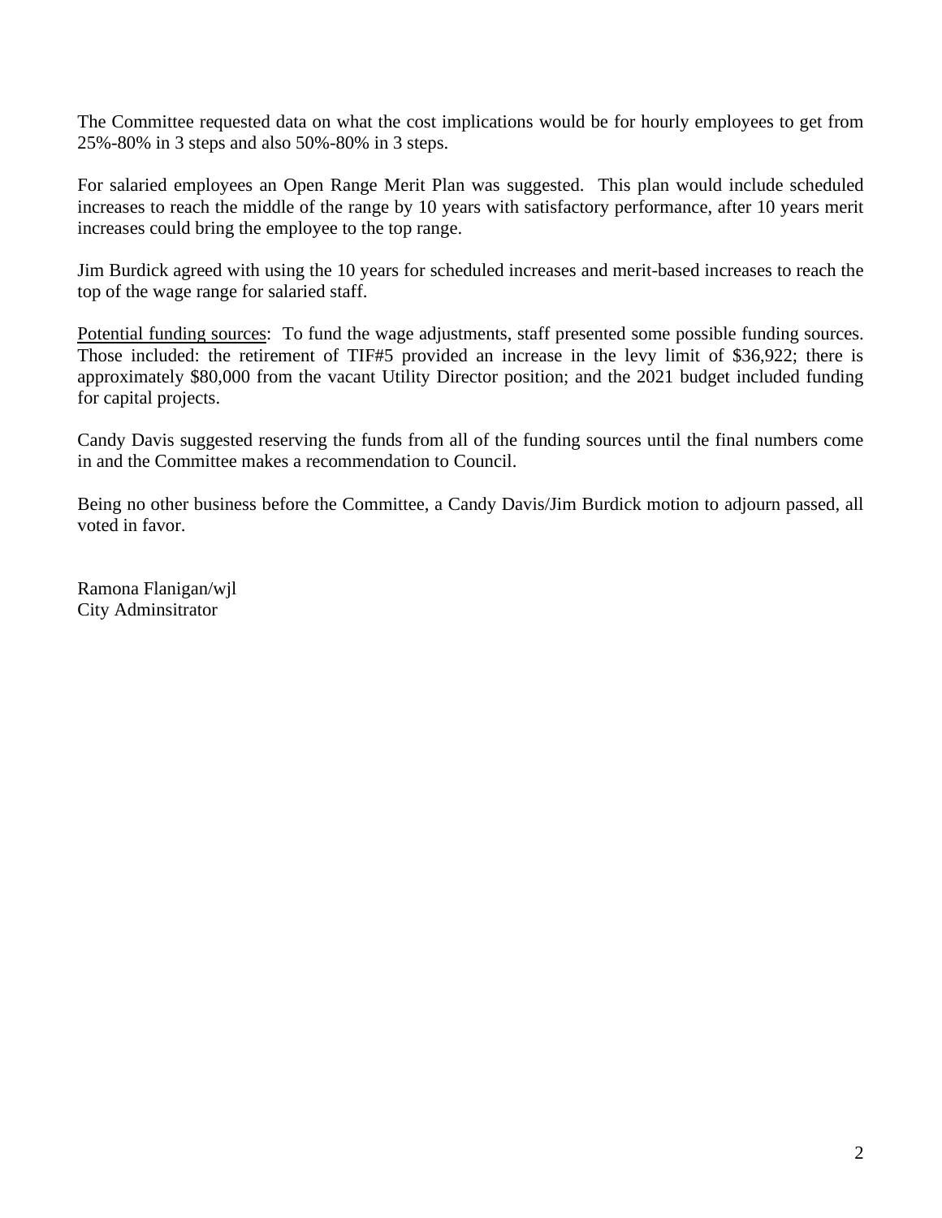The Committee requested data on what the cost implications would be for hourly employees to get from 25%-80% in 3 steps and also 50%-80% in 3 steps.

For salaried employees an Open Range Merit Plan was suggested. This plan would include scheduled increases to reach the middle of the range by 10 years with satisfactory performance, after 10 years merit increases could bring the employee to the top range.

Jim Burdick agreed with using the 10 years for scheduled increases and merit-based increases to reach the top of the wage range for salaried staff.

<u>Potential funding sources</u>: To fund the wage adjustments, staff presented some possible funding sources. Those included: the retirement of TIF#5 provided an increase in the levy limit of $36,922; there is approximately $80,000 from the vacant Utility Director position; and the 2021 budget included funding for capital projects.

Candy Davis suggested reserving the funds from all of the funding sources until the final numbers come in and the Committee makes a recommendation to Council.

Being no other business before the Committee, a Candy Davis/Jim Burdick motion to adjourn passed, all voted in favor.

Ramona Flanigan/wjl
City Adminsitrator